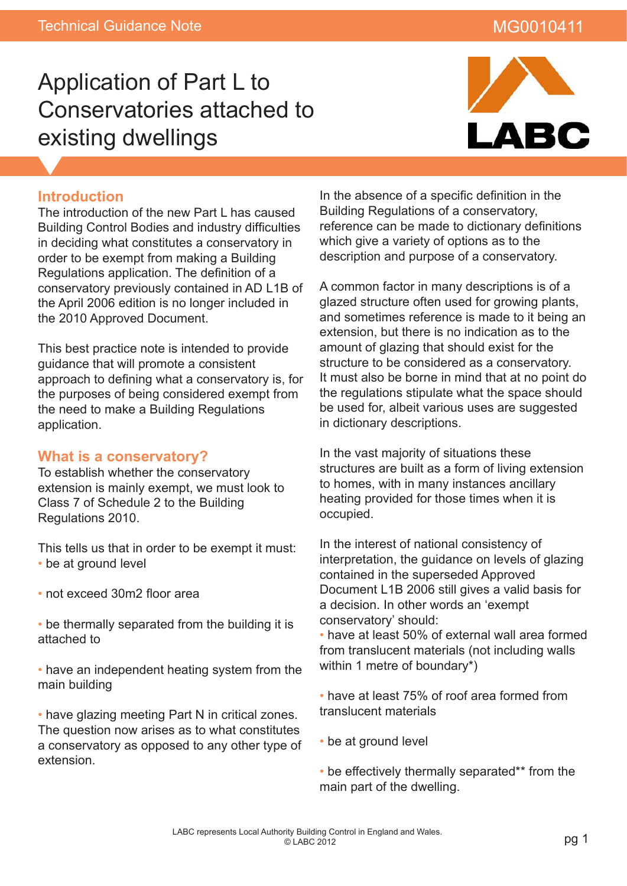Technical Guidance Note

MG0010411

# Application of Part L to Conservatories attached to existing dwellings

## Introduction

The introduction of the new Part L has caused Building Control Bodies and industry difficulties in deciding what constitutes a conservatory in order to be exempt from making a Building Regulations application. The definition of a conservatory previously contained in AD L1B of the April 2006 edition is no longer included in the 2010 Approved Document.

This best practice note is intended to provide guidance that will promote a consistent approach to defining what a conservatory is, for the purposes of being considered exempt from the need to make a Building Regulations application.

## What is a conservatory?

To establish whether the conservatory extension is mainly exempt, we must look to Class 7 of Schedule 2 to the Building Regulations 2010.

This tells us that in order to be exempt it must:

- be at ground level
- not exceed 30m2 floor area
- be thermally separated from the building it is attached to
- have an independent heating system from the main building
- have glazing meeting Part N in critical zones.

The question now arises as to what constitutes a conservatory as opposed to any other type of extension.

In the absence of a specific definition in the Building Regulations of a conservatory, reference can be made to dictionary definitions which give a variety of options as to the description and purpose of a conservatory.

A common factor in many descriptions is of a glazed structure often used for growing plants, and sometimes reference is made to it being an extension, but there is no indication as to the amount of glazing that should exist for the structure to be considered as a conservatory. It must also be borne in mind that at no point do the regulations stipulate what the space should be used for, albeit various uses are suggested in dictionary descriptions.

In the vast majority of situations these structures are built as a form of living extension to homes, with in many instances ancillary heating provided for those times when it is occupied.

In the interest of national consistency of interpretation, the guidance on levels of glazing contained in the superseded Approved Document L1B 2006 still gives a valid basis for a decision. In other words an 'exempt conservatory' should:

- have at least 50% of external wall area formed from translucent materials (not including walls within 1 metre of boundary*)
- have at least 75% of roof area formed from translucent materials
- be at ground level
- be effectively thermally separated** from the main part of the dwelling.

LABC represents Local Authority Building Control in England and Wales.
© LABC 2012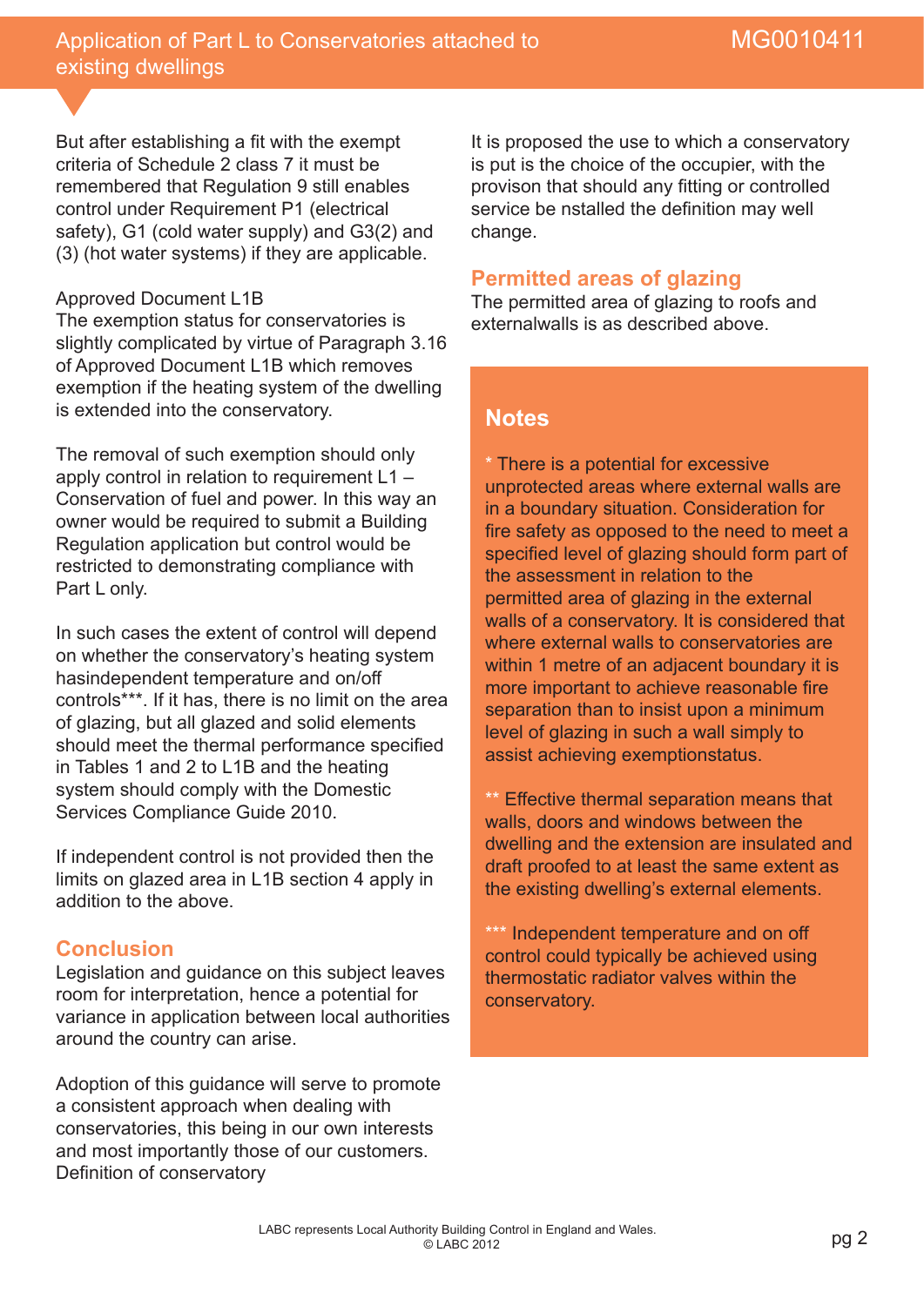But after establishing a fit with the exempt criteria of Schedule 2 class 7 it must be remembered that Regulation 9 still enables control under Requirement P1 (electrical safety), G1 (cold water supply) and G3(2) and (3) (hot water systems) if they are applicable.

Approved Document L1B
The exemption status for conservatories is slightly complicated by virtue of Paragraph 3.16 of Approved Document L1B which removes exemption if the heating system of the dwelling is extended into the conservatory.

The removal of such exemption should only apply control in relation to requirement L1 – Conservation of fuel and power. In this way an owner would be required to submit a Building Regulation application but control would be restricted to demonstrating compliance with Part L only.

In such cases the extent of control will depend on whether the conservatory's heating system hasindependent temperature and on/off controls***. If it has, there is no limit on the area of glazing, but all glazed and solid elements should meet the thermal performance specified in Tables 1 and 2 to L1B and the heating system should comply with the Domestic Services Compliance Guide 2010.

If independent control is not provided then the limits on glazed area in L1B section 4 apply in addition to the above.

## Conclusion

Legislation and guidance on this subject leaves room for interpretation, hence a potential for variance in application between local authorities around the country can arise.

Adoption of this guidance will serve to promote a consistent approach when dealing with conservatories, this being in our own interests and most importantly those of our customers. Definition of conservatory

It is proposed the use to which a conservatory is put is the choice of the occupier, with the provison that should any fitting or controlled service be nstalled the definition may well change.

## Permitted areas of glazing

The permitted area of glazing to roofs and externalwalls is as described above.

## Notes

* There is a potential for excessive unprotected areas where external walls are in a boundary situation. Consideration for fire safety as opposed to the need to meet a specified level of glazing should form part of the assessment in relation to the permitted area of glazing in the external walls of a conservatory. It is considered that where external walls to conservatories are within 1 metre of an adjacent boundary it is more important to achieve reasonable fire separation than to insist upon a minimum level of glazing in such a wall simply to assist achieving exemptionstatus.

** Effective thermal separation means that walls, doors and windows between the dwelling and the extension are insulated and draft proofed to at least the same extent as the existing dwelling's external elements.

*** Independent temperature and on off control could typically be achieved using thermostatic radiator valves within the conservatory.